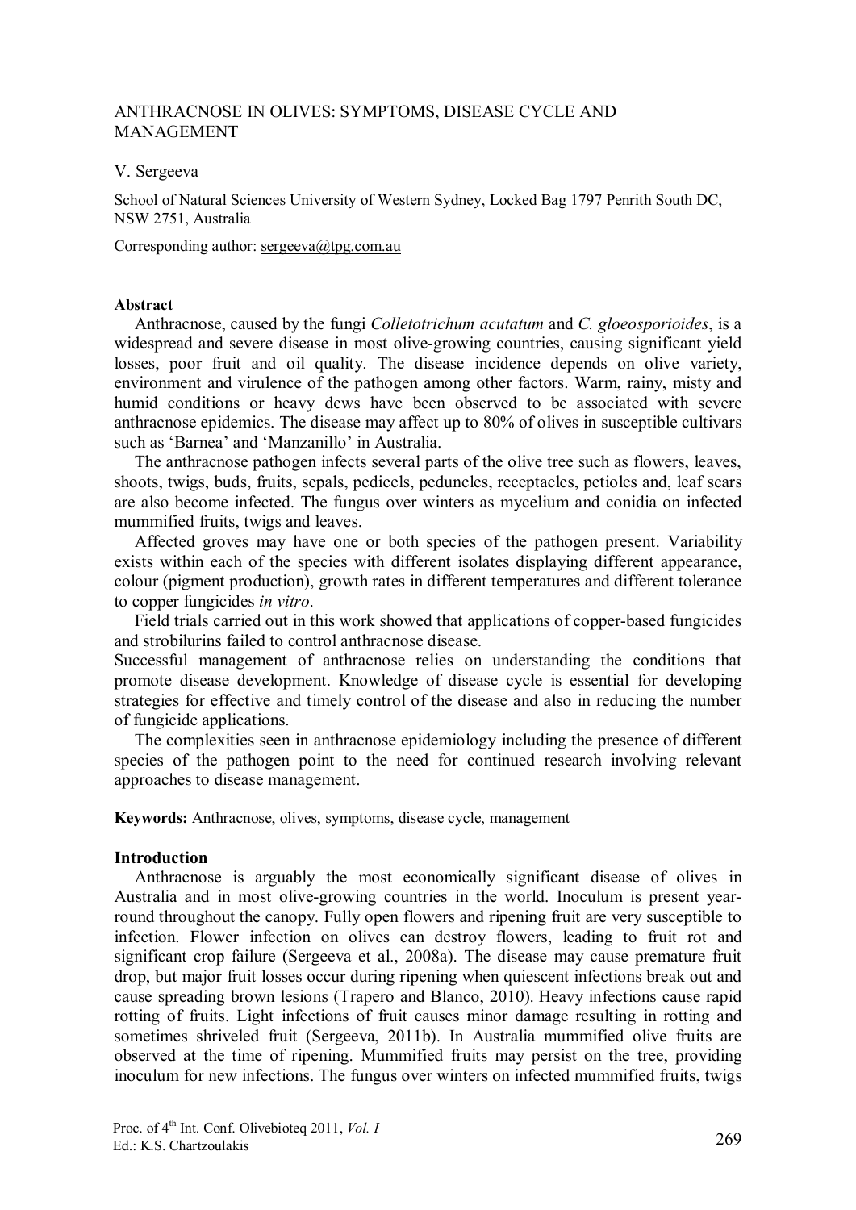# ANTHRACNOSE IN OLIVES: SYMPTOMS, DISEASE CYCLE AND MANAGEMENT

V. Sergeeva

School of Natural Sciences University of Western Sydney, Locked Bag 1797 Penrith South DC, NSW 2751, Australia

Corresponding author: sergeeva@tpg.com.au

**Abstract**

Anthracnose, caused by the fungi *Colletotrichum acutatum* and *C. gloeosporioides*, is a widespread and severe disease in most olive-growing countries, causing significant yield losses, poor fruit and oil quality. The disease incidence depends on olive variety, environment and virulence of the pathogen among other factors. Warm, rainy, misty and humid conditions or heavy dews have been observed to be associated with severe anthracnose epidemics. The disease may affect up to 80% of olives in susceptible cultivars such as 'Barnea' and 'Manzanillo' in Australia.

The anthracnose pathogen infects several parts of the olive tree such as flowers, leaves, shoots, twigs, buds, fruits, sepals, pedicels, peduncles, receptacles, petioles and, leaf scars are also become infected. The fungus over winters as mycelium and conidia on infected mummified fruits, twigs and leaves.

Affected groves may have one or both species of the pathogen present. Variability exists within each of the species with different isolates displaying different appearance, colour (pigment production), growth rates in different temperatures and different tolerance to copper fungicides *in vitro*.

Field trials carried out in this work showed that applications of copper-based fungicides and strobilurins failed to control anthracnose disease.

Successful management of anthracnose relies on understanding the conditions that promote disease development. Knowledge of disease cycle is essential for developing strategies for effective and timely control of the disease and also in reducing the number of fungicide applications.

The complexities seen in anthracnose epidemiology including the presence of different species of the pathogen point to the need for continued research involving relevant approaches to disease management.

**Keywords:** Anthracnose, olives, symptoms, disease cycle, management

## Introduction

Anthracnose is arguably the most economically significant disease of olives in Australia and in most olive-growing countries in the world. Inoculum is present year-round throughout the canopy. Fully open flowers and ripening fruit are very susceptible to infection. Flower infection on olives can destroy flowers, leading to fruit rot and significant crop failure (Sergeeva et al., 2008a). The disease may cause premature fruit drop, but major fruit losses occur during ripening when quiescent infections break out and cause spreading brown lesions (Trapero and Blanco, 2010). Heavy infections cause rapid rotting of fruits. Light infections of fruit causes minor damage resulting in rotting and sometimes shriveled fruit (Sergeeva, 2011b). In Australia mummified olive fruits are observed at the time of ripening. Mummified fruits may persist on the tree, providing inoculum for new infections. The fungus over winters on infected mummified fruits, twigs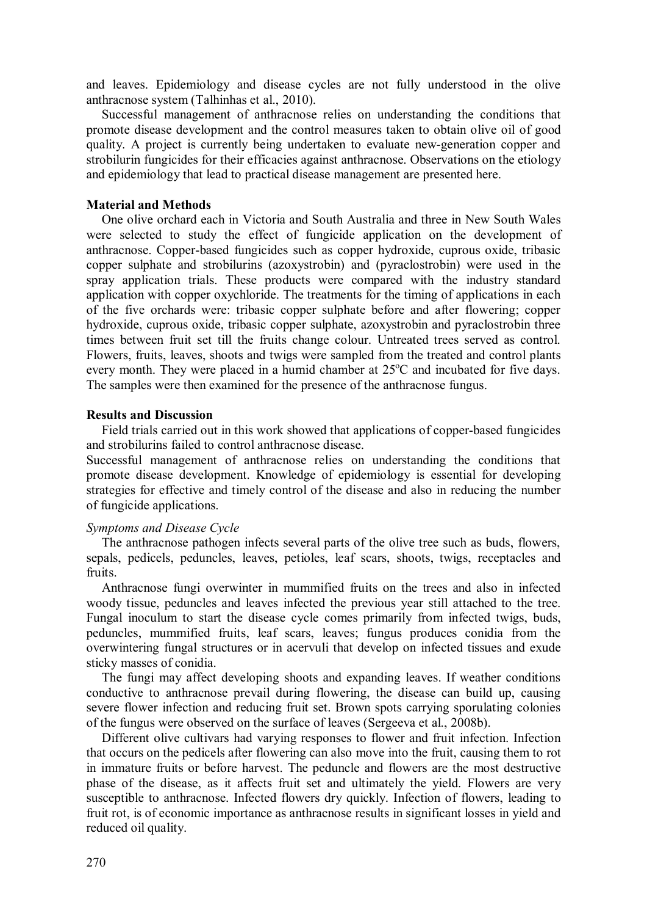and leaves. Epidemiology and disease cycles are not fully understood in the olive anthracnose system (Talhinhas et al., 2010).

Successful management of anthracnose relies on understanding the conditions that promote disease development and the control measures taken to obtain olive oil of good quality. A project is currently being undertaken to evaluate new-generation copper and strobilurin fungicides for their efficacies against anthracnose. Observations on the etiology and epidemiology that lead to practical disease management are presented here.

## Material and Methods

One olive orchard each in Victoria and South Australia and three in New South Wales were selected to study the effect of fungicide application on the development of anthracnose. Copper-based fungicides such as copper hydroxide, cuprous oxide, tribasic copper sulphate and strobilurins (azoxystrobin) and (pyraclostrobin) were used in the spray application trials. These products were compared with the industry standard application with copper oxychloride. The treatments for the timing of applications in each of the five orchards were: tribasic copper sulphate before and after flowering; copper hydroxide, cuprous oxide, tribasic copper sulphate, azoxystrobin and pyraclostrobin three times between fruit set till the fruits change colour. Untreated trees served as control. Flowers, fruits, leaves, shoots and twigs were sampled from the treated and control plants every month. They were placed in a humid chamber at 25°C and incubated for five days. The samples were then examined for the presence of the anthracnose fungus.

## Results and Discussion

Field trials carried out in this work showed that applications of copper-based fungicides and strobilurins failed to control anthracnose disease.

Successful management of anthracnose relies on understanding the conditions that promote disease development. Knowledge of epidemiology is essential for developing strategies for effective and timely control of the disease and also in reducing the number of fungicide applications.

### *Symptoms and Disease Cycle*

The anthracnose pathogen infects several parts of the olive tree such as buds, flowers, sepals, pedicels, peduncles, leaves, petioles, leaf scars, shoots, twigs, receptacles and fruits.

Anthracnose fungi overwinter in mummified fruits on the trees and also in infected woody tissue, peduncles and leaves infected the previous year still attached to the tree. Fungal inoculum to start the disease cycle comes primarily from infected twigs, buds, peduncles, mummified fruits, leaf scars, leaves; fungus produces conidia from the overwintering fungal structures or in acervuli that develop on infected tissues and exude sticky masses of conidia.

The fungi may affect developing shoots and expanding leaves. If weather conditions conductive to anthracnose prevail during flowering, the disease can build up, causing severe flower infection and reducing fruit set. Brown spots carrying sporulating colonies of the fungus were observed on the surface of leaves (Sergeeva et al., 2008b).

Different olive cultivars had varying responses to flower and fruit infection. Infection that occurs on the pedicels after flowering can also move into the fruit, causing them to rot in immature fruits or before harvest. The peduncle and flowers are the most destructive phase of the disease, as it affects fruit set and ultimately the yield. Flowers are very susceptible to anthracnose. Infected flowers dry quickly. Infection of flowers, leading to fruit rot, is of economic importance as anthracnose results in significant losses in yield and reduced oil quality.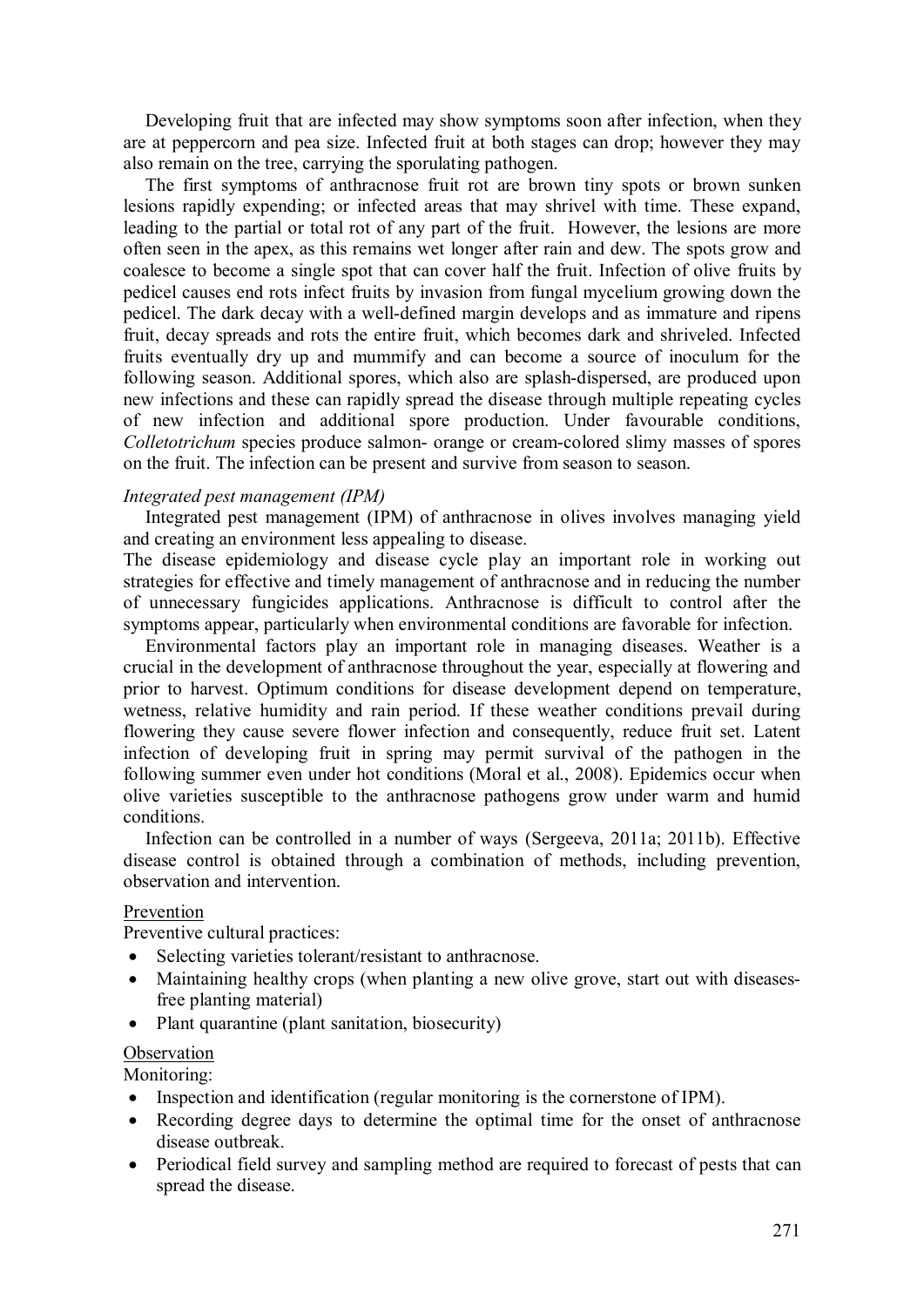Developing fruit that are infected may show symptoms soon after infection, when they are at peppercorn and pea size. Infected fruit at both stages can drop; however they may also remain on the tree, carrying the sporulating pathogen.

The first symptoms of anthracnose fruit rot are brown tiny spots or brown sunken lesions rapidly expending; or infected areas that may shrivel with time. These expand, leading to the partial or total rot of any part of the fruit. However, the lesions are more often seen in the apex, as this remains wet longer after rain and dew. The spots grow and coalesce to become a single spot that can cover half the fruit. Infection of olive fruits by pedicel causes end rots infect fruits by invasion from fungal mycelium growing down the pedicel. The dark decay with a well-defined margin develops and as immature and ripens fruit, decay spreads and rots the entire fruit, which becomes dark and shriveled. Infected fruits eventually dry up and mummify and can become a source of inoculum for the following season. Additional spores, which also are splash-dispersed, are produced upon new infections and these can rapidly spread the disease through multiple repeating cycles of new infection and additional spore production. Under favourable conditions, *Colletotrichum* species produce salmon- orange or cream-colored slimy masses of spores on the fruit. The infection can be present and survive from season to season.

*Integrated pest management (IPM)*

Integrated pest management (IPM) of anthracnose in olives involves managing yield and creating an environment less appealing to disease.

The disease epidemiology and disease cycle play an important role in working out strategies for effective and timely management of anthracnose and in reducing the number of unnecessary fungicides applications. Anthracnose is difficult to control after the symptoms appear, particularly when environmental conditions are favorable for infection.

Environmental factors play an important role in managing diseases. Weather is a crucial in the development of anthracnose throughout the year, especially at flowering and prior to harvest. Optimum conditions for disease development depend on temperature, wetness, relative humidity and rain period. If these weather conditions prevail during flowering they cause severe flower infection and consequently, reduce fruit set. Latent infection of developing fruit in spring may permit survival of the pathogen in the following summer even under hot conditions (Moral et al., 2008). Epidemics occur when olive varieties susceptible to the anthracnose pathogens grow under warm and humid conditions.

Infection can be controlled in a number of ways (Sergeeva, 2011a; 2011b). Effective disease control is obtained through a combination of methods, including prevention, observation and intervention.

<u>Prevention</u>

Preventive cultural practices:

- Selecting varieties tolerant/resistant to anthracnose.
- Maintaining healthy crops (when planting a new olive grove, start out with diseases-free planting material)
- Plant quarantine (plant sanitation, biosecurity)

<u>Observation</u>

Monitoring:

- Inspection and identification (regular monitoring is the cornerstone of IPM).
- Recording degree days to determine the optimal time for the onset of anthracnose disease outbreak.
- Periodical field survey and sampling method are required to forecast of pests that can spread the disease.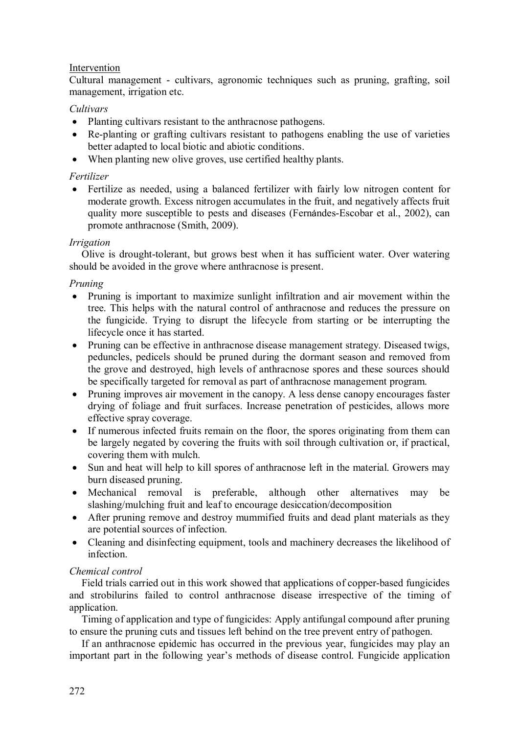Intervention

Cultural management - cultivars, agronomic techniques such as pruning, grafting, soil management, irrigation etc.

*Cultivars*

- Planting cultivars resistant to the anthracnose pathogens.
- Re-planting or grafting cultivars resistant to pathogens enabling the use of varieties better adapted to local biotic and abiotic conditions.
- When planting new olive groves, use certified healthy plants.

*Fertilizer*

- Fertilize as needed, using a balanced fertilizer with fairly low nitrogen content for moderate growth. Excess nitrogen accumulates in the fruit, and negatively affects fruit quality more susceptible to pests and diseases (Fernándes-Escobar et al., 2002), can promote anthracnose (Smith, 2009).

*Irrigation*

Olive is drought-tolerant, but grows best when it has sufficient water. Over watering should be avoided in the grove where anthracnose is present.

*Pruning*

- Pruning is important to maximize sunlight infiltration and air movement within the tree. This helps with the natural control of anthracnose and reduces the pressure on the fungicide. Trying to disrupt the lifecycle from starting or be interrupting the lifecycle once it has started.
- Pruning can be effective in anthracnose disease management strategy. Diseased twigs, peduncles, pedicels should be pruned during the dormant season and removed from the grove and destroyed, high levels of anthracnose spores and these sources should be specifically targeted for removal as part of anthracnose management program.
- Pruning improves air movement in the canopy. A less dense canopy encourages faster drying of foliage and fruit surfaces. Increase penetration of pesticides, allows more effective spray coverage.
- If numerous infected fruits remain on the floor, the spores originating from them can be largely negated by covering the fruits with soil through cultivation or, if practical, covering them with mulch.
- Sun and heat will help to kill spores of anthracnose left in the material. Growers may burn diseased pruning.
- Mechanical removal is preferable, although other alternatives may be slashing/mulching fruit and leaf to encourage desiccation/decomposition
- After pruning remove and destroy mummified fruits and dead plant materials as they are potential sources of infection.
- Cleaning and disinfecting equipment, tools and machinery decreases the likelihood of infection.

*Chemical control*

Field trials carried out in this work showed that applications of copper-based fungicides and strobilurins failed to control anthracnose disease irrespective of the timing of application.

Timing of application and type of fungicides: Apply antifungal compound after pruning to ensure the pruning cuts and tissues left behind on the tree prevent entry of pathogen.

If an anthracnose epidemic has occurred in the previous year, fungicides may play an important part in the following year's methods of disease control. Fungicide application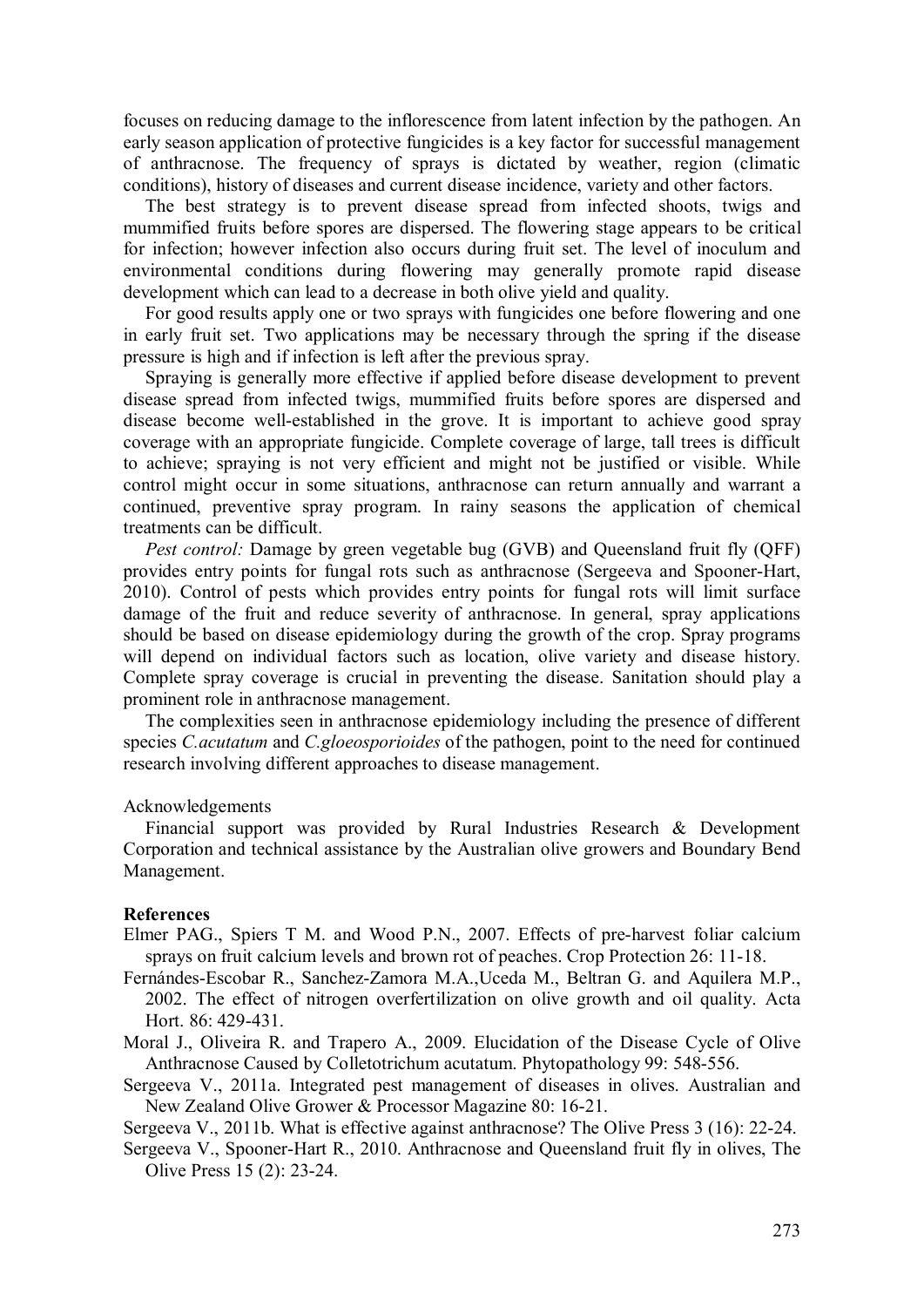focuses on reducing damage to the inflorescence from latent infection by the pathogen. An early season application of protective fungicides is a key factor for successful management of anthracnose. The frequency of sprays is dictated by weather, region (climatic conditions), history of diseases and current disease incidence, variety and other factors.

The best strategy is to prevent disease spread from infected shoots, twigs and mummified fruits before spores are dispersed. The flowering stage appears to be critical for infection; however infection also occurs during fruit set. The level of inoculum and environmental conditions during flowering may generally promote rapid disease development which can lead to a decrease in both olive yield and quality.

For good results apply one or two sprays with fungicides one before flowering and one in early fruit set. Two applications may be necessary through the spring if the disease pressure is high and if infection is left after the previous spray.

Spraying is generally more effective if applied before disease development to prevent disease spread from infected twigs, mummified fruits before spores are dispersed and disease become well-established in the grove. It is important to achieve good spray coverage with an appropriate fungicide. Complete coverage of large, tall trees is difficult to achieve; spraying is not very efficient and might not be justified or visible. While control might occur in some situations, anthracnose can return annually and warrant a continued, preventive spray program. In rainy seasons the application of chemical treatments can be difficult.

*Pest control:* Damage by green vegetable bug (GVB) and Queensland fruit fly (QFF) provides entry points for fungal rots such as anthracnose (Sergeeva and Spooner-Hart, 2010). Control of pests which provides entry points for fungal rots will limit surface damage of the fruit and reduce severity of anthracnose. In general, spray applications should be based on disease epidemiology during the growth of the crop. Spray programs will depend on individual factors such as location, olive variety and disease history. Complete spray coverage is crucial in preventing the disease. Sanitation should play a prominent role in anthracnose management.

The complexities seen in anthracnose epidemiology including the presence of different species *C.acutatum* and *C.gloeosporioides* of the pathogen, point to the need for continued research involving different approaches to disease management.

Acknowledgements

Financial support was provided by Rural Industries Research & Development Corporation and technical assistance by the Australian olive growers and Boundary Bend Management.

**References**

Elmer PAG., Spiers T M. and Wood P.N., 2007. Effects of pre-harvest foliar calcium sprays on fruit calcium levels and brown rot of peaches. Crop Protection 26: 11-18.

Fernándes-Escobar R., Sanchez-Zamora M.A.,Uceda M., Beltran G. and Aquilera M.P., 2002. The effect of nitrogen overfertilization on olive growth and oil quality. Acta Hort. 86: 429-431.

Moral J., Oliveira R. and Trapero A., 2009. Elucidation of the Disease Cycle of Olive Anthracnose Caused by Colletotrichum acutatum. Phytopathology 99: 548-556.

Sergeeva V., 2011a. Integrated pest management of diseases in olives. Australian and New Zealand Olive Grower & Processor Magazine 80: 16-21.

Sergeeva V., 2011b. What is effective against anthracnose? The Olive Press 3 (16): 22-24.

Sergeeva V., Spooner-Hart R., 2010. Anthracnose and Queensland fruit fly in olives, The Olive Press 15 (2): 23-24.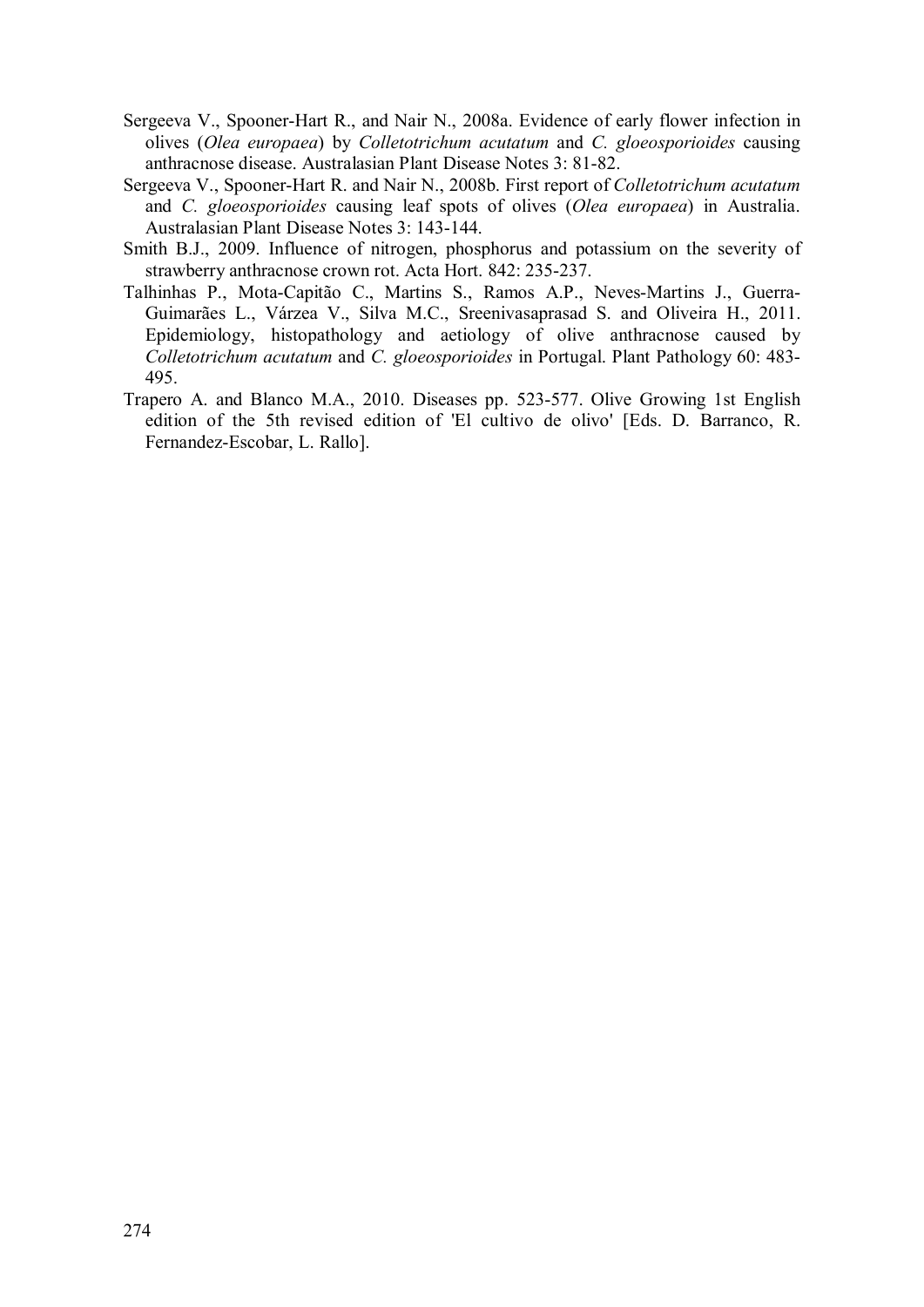Sergeeva V., Spooner-Hart R., and Nair N., 2008a. Evidence of early flower infection in olives (*Olea europaea*) by *Colletotrichum acutatum* and *C. gloeosporioides* causing anthracnose disease. Australasian Plant Disease Notes 3: 81-82.

Sergeeva V., Spooner-Hart R. and Nair N., 2008b. First report of *Colletotrichum acutatum* and *C. gloeosporioides* causing leaf spots of olives (*Olea europaea*) in Australia. Australasian Plant Disease Notes 3: 143-144.

Smith B.J., 2009. Influence of nitrogen, phosphorus and potassium on the severity of strawberry anthracnose crown rot. Acta Hort. 842: 235-237.

Talhinhas P., Mota-Capitão C., Martins S., Ramos A.P., Neves-Martins J., Guerra-Guimarães L., Várzea V., Silva M.C., Sreenivasaprasad S. and Oliveira H., 2011. Epidemiology, histopathology and aetiology of olive anthracnose caused by *Colletotrichum acutatum* and *C. gloeosporioides* in Portugal. Plant Pathology 60: 483-495.

Trapero A. and Blanco M.A., 2010. Diseases pp. 523-577. Olive Growing 1st English edition of the 5th revised edition of 'El cultivo de olivo' [Eds. D. Barranco, R. Fernandez-Escobar, L. Rallo].